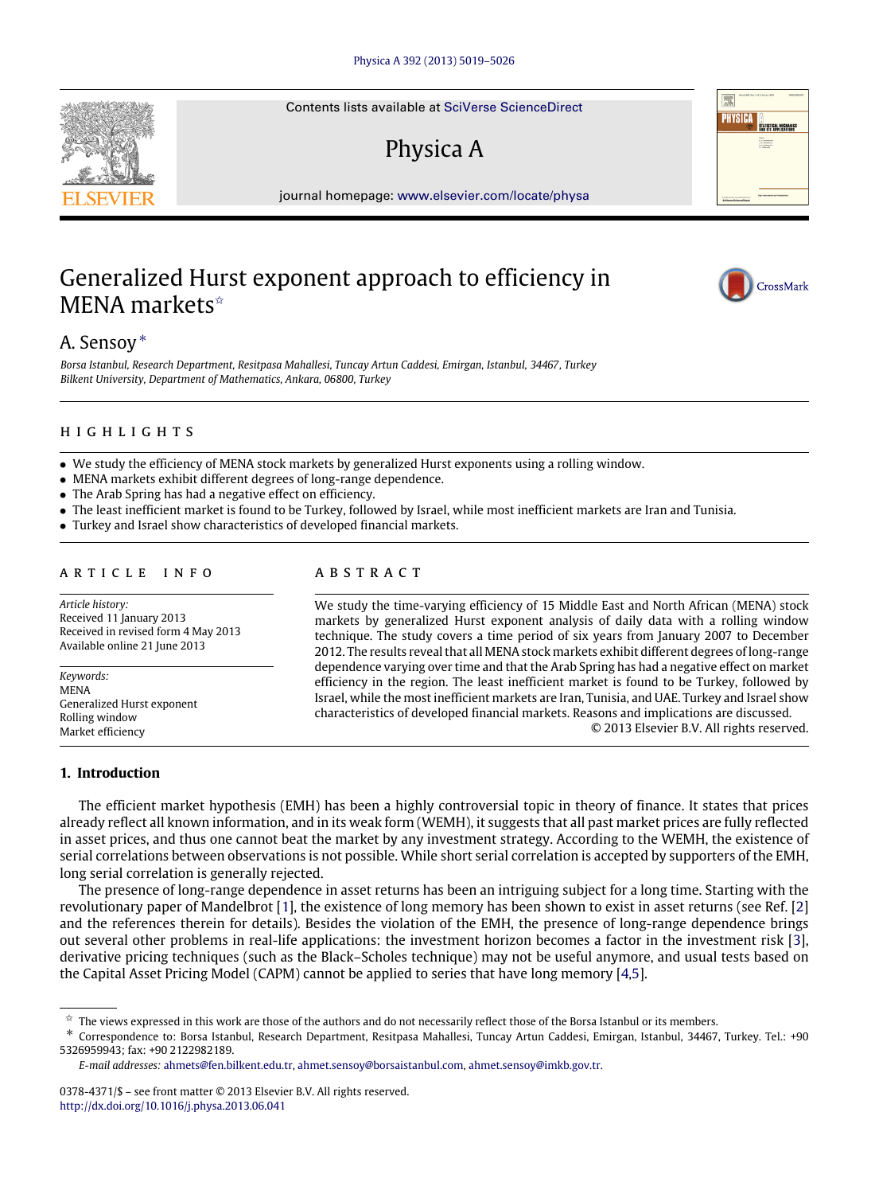Contents lists available at SciVerse ScienceDirect

Physica A

journal homepage: www.elsevier.com/locate/physa

# Generalized Hurst exponent approach to efficiency in MENA markets[☆]

A. Sensoy[*]

*Borsa Istanbul, Research Department, Resitpasa Mahallesi, Tuncay Artun Caddesi, Emirgan, Istanbul, 34467, Turkey*
*Bilkent University, Department of Mathematics, Ankara, 06800, Turkey*

## HIGHLIGHTS

- We study the efficiency of MENA stock markets by generalized Hurst exponents using a rolling window.
- MENA markets exhibit different degrees of long-range dependence.
- The Arab Spring has had a negative effect on efficiency.
- The least inefficient market is found to be Turkey, followed by Israel, while most inefficient markets are Iran and Tunisia.
- Turkey and Israel show characteristics of developed financial markets.

## ARTICLE INFO

*Article history:*
Received 11 January 2013
Received in revised form 4 May 2013
Available online 21 June 2013

*Keywords:*
MENA
Generalized Hurst exponent
Rolling window
Market efficiency

## ABSTRACT

We study the time-varying efficiency of 15 Middle East and North African (MENA) stock markets by generalized Hurst exponent analysis of daily data with a rolling window technique. The study covers a time period of six years from January 2007 to December 2012. The results reveal that all MENA stock markets exhibit different degrees of long-range dependence varying over time and that the Arab Spring has had a negative effect on market efficiency in the region. The least inefficient market is found to be Turkey, followed by Israel, while the most inefficient markets are Iran, Tunisia, and UAE. Turkey and Israel show characteristics of developed financial markets. Reasons and implications are discussed.

© 2013 Elsevier B.V. All rights reserved.

## 1. Introduction

The efficient market hypothesis (EMH) has been a highly controversial topic in theory of finance. It states that prices already reflect all known information, and in its weak form (WEMH), it suggests that all past market prices are fully reflected in asset prices, and thus one cannot beat the market by any investment strategy. According to the WEMH, the existence of serial correlations between observations is not possible. While short serial correlation is accepted by supporters of the EMH, long serial correlation is generally rejected.

The presence of long-range dependence in asset returns has been an intriguing subject for a long time. Starting with the revolutionary paper of Mandelbrot [1], the existence of long memory has been shown to exist in asset returns (see Ref. [2] and the references therein for details). Besides the violation of the EMH, the presence of long-range dependence brings out several other problems in real-life applications: the investment horizon becomes a factor in the investment risk [3], derivative pricing techniques (such as the Black–Scholes technique) may not be useful anymore, and usual tests based on the Capital Asset Pricing Model (CAPM) cannot be applied to series that have long memory [4,5].

---

☆ The views expressed in this work are those of the authors and do not necessarily reflect those of the Borsa Istanbul or its members.

* Correspondence to: Borsa Istanbul, Research Department, Resitpasa Mahallesi, Tuncay Artun Caddesi, Emirgan, Istanbul, 34467, Turkey. Tel.: +90 5326959943; fax: +90 2122982189.

*E-mail addresses:* ahmets@fen.bilkent.edu.tr, ahmet.sensoy@borsaistanbul.com, ahmet.sensoy@imkb.gov.tr.

0378-4371/$ – see front matter © 2013 Elsevier B.V. All rights reserved.
http://dx.doi.org/10.1016/j.physa.2013.06.041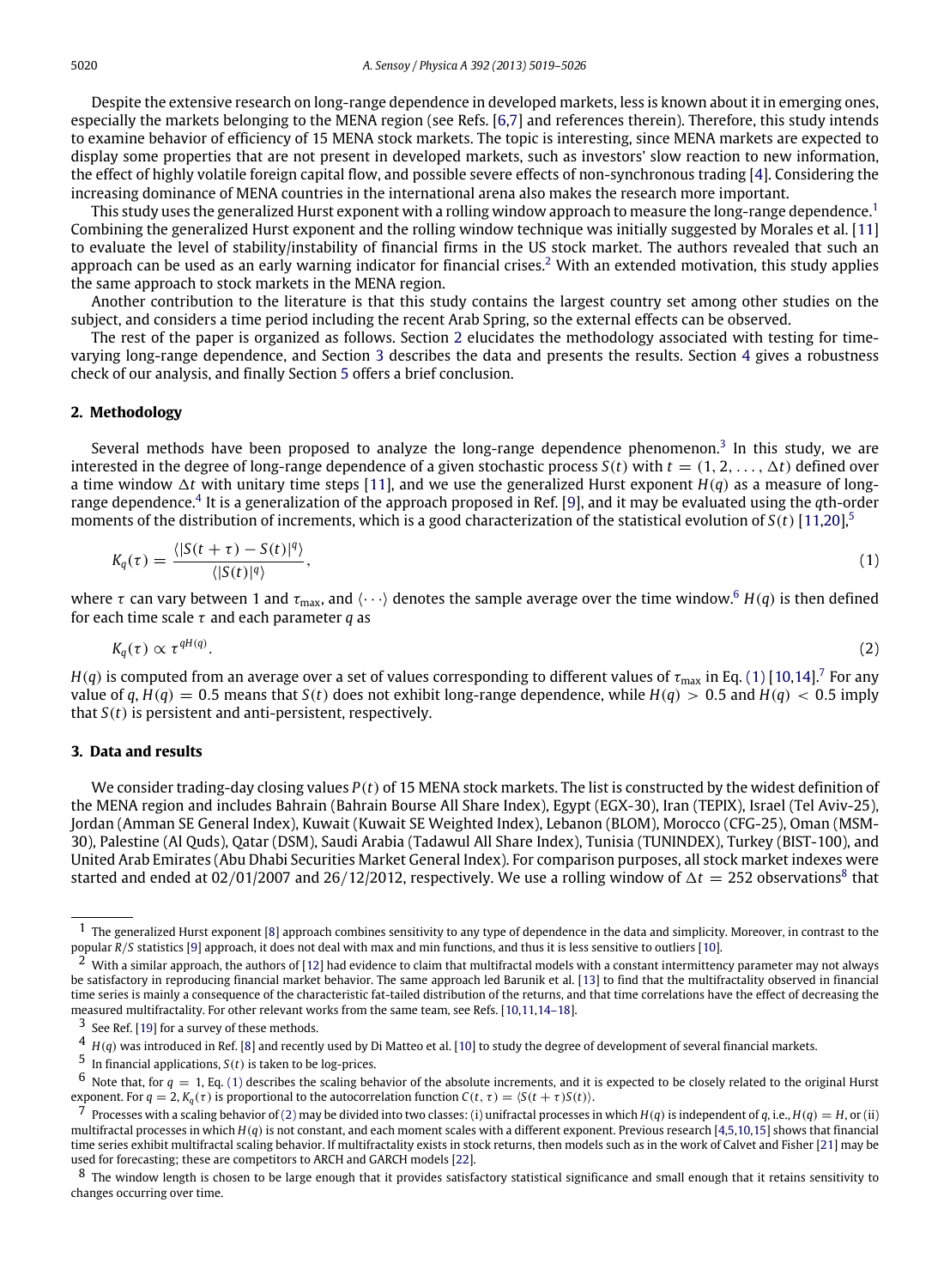Despite the extensive research on long-range dependence in developed markets, less is known about it in emerging ones, especially the markets belonging to the MENA region (see Refs. [6,7] and references therein). Therefore, this study intends to examine behavior of efficiency of 15 MENA stock markets. The topic is interesting, since MENA markets are expected to display some properties that are not present in developed markets, such as investors' slow reaction to new information, the effect of highly volatile foreign capital flow, and possible severe effects of non-synchronous trading [4]. Considering the increasing dominance of MENA countries in the international arena also makes the research more important.

This study uses the generalized Hurst exponent with a rolling window approach to measure the long-range dependence.[1] Combining the generalized Hurst exponent and the rolling window technique was initially suggested by Morales et al. [11] to evaluate the level of stability/instability of financial firms in the US stock market. The authors revealed that such an approach can be used as an early warning indicator for financial crises.[2] With an extended motivation, this study applies the same approach to stock markets in the MENA region.

Another contribution to the literature is that this study contains the largest country set among other studies on the subject, and considers a time period including the recent Arab Spring, so the external effects can be observed.

The rest of the paper is organized as follows. Section 2 elucidates the methodology associated with testing for time-varying long-range dependence, and Section 3 describes the data and presents the results. Section 4 gives a robustness check of our analysis, and finally Section 5 offers a brief conclusion.

## 2. Methodology

Several methods have been proposed to analyze the long-range dependence phenomenon.[3] In this study, we are interested in the degree of long-range dependence of a given stochastic process $S(t)$ with $t = (1, 2, \ldots, \Delta t)$ defined over a time window $\Delta t$ with unitary time steps [11], and we use the generalized Hurst exponent $H(q)$ as a measure of long-range dependence.[4] It is a generalization of the approach proposed in Ref. [9], and it may be evaluated using the $q$th-order moments of the distribution of increments, which is a good characterization of the statistical evolution of $S(t)$ [11,20],[5]

$$K_q(\tau) = \frac{\langle |S(t+\tau) - S(t)|^q \rangle}{\langle |S(t)|^q \rangle}, \tag{1}$$

where $\tau$ can vary between 1 and $\tau_{\max}$, and $\langle \cdots \rangle$ denotes the sample average over the time window.[6] $H(q)$ is then defined for each time scale $\tau$ and each parameter $q$ as

$$K_q(\tau) \propto \tau^{qH(q)}. \tag{2}$$

$H(q)$ is computed from an average over a set of values corresponding to different values of $\tau_{\max}$ in Eq. (1) [10,14].[7] For any value of $q$, $H(q) = 0.5$ means that $S(t)$ does not exhibit long-range dependence, while $H(q) > 0.5$ and $H(q) < 0.5$ imply that $S(t)$ is persistent and anti-persistent, respectively.

## 3. Data and results

We consider trading-day closing values $P(t)$ of 15 MENA stock markets. The list is constructed by the widest definition of the MENA region and includes Bahrain (Bahrain Bourse All Share Index), Egypt (EGX-30), Iran (TEPIX), Israel (Tel Aviv-25), Jordan (Amman SE General Index), Kuwait (Kuwait SE Weighted Index), Lebanon (BLOM), Morocco (CFG-25), Oman (MSM-30), Palestine (Al Quds), Qatar (DSM), Saudi Arabia (Tadawul All Share Index), Tunisia (TUNINDEX), Turkey (BIST-100), and United Arab Emirates (Abu Dhabi Securities Market General Index). For comparison purposes, all stock market indexes were started and ended at 02/01/2007 and 26/12/2012, respectively. We use a rolling window of $\Delta t = 252$ observations[8] that

---

[1] The generalized Hurst exponent [8] approach combines sensitivity to any type of dependence in the data and simplicity. Moreover, in contrast to the popular $R/S$ statistics [9] approach, it does not deal with max and min functions, and thus it is less sensitive to outliers [10].

[2] With a similar approach, the authors of [12] had evidence to claim that multifractal models with a constant intermittency parameter may not always be satisfactory in reproducing financial market behavior. The same approach led Barunik et al. [13] to find that the multifractality observed in financial time series is mainly a consequence of the characteristic fat-tailed distribution of the returns, and that time correlations have the effect of decreasing the measured multifractality. For other relevant works from the same team, see Refs. [10,11,14–18].

[3] See Ref. [19] for a survey of these methods.

[4] $H(q)$ was introduced in Ref. [8] and recently used by Di Matteo et al. [10] to study the degree of development of several financial markets.

[5] In financial applications, $S(t)$ is taken to be log-prices.

[6] Note that, for $q = 1$, Eq. (1) describes the scaling behavior of the absolute increments, and it is expected to be closely related to the original Hurst exponent. For $q = 2$, $K_q(\tau)$ is proportional to the autocorrelation function $C(t, \tau) = \langle S(t+\tau)S(t) \rangle$.

[7] Processes with a scaling behavior of (2) may be divided into two classes: (i) unifractal processes in which $H(q)$ is independent of $q$, i.e., $H(q) = H$, or (ii) multifractal processes in which $H(q)$ is not constant, and each moment scales with a different exponent. Previous research [4,5,10,15] shows that financial time series exhibit multifractal scaling behavior. If multifractality exists in stock returns, then models such as in the work of Calvet and Fisher [21] may be used for forecasting; these are competitors to ARCH and GARCH models [22].

[8] The window length is chosen to be large enough that it provides satisfactory statistical significance and small enough that it retains sensitivity to changes occurring over time.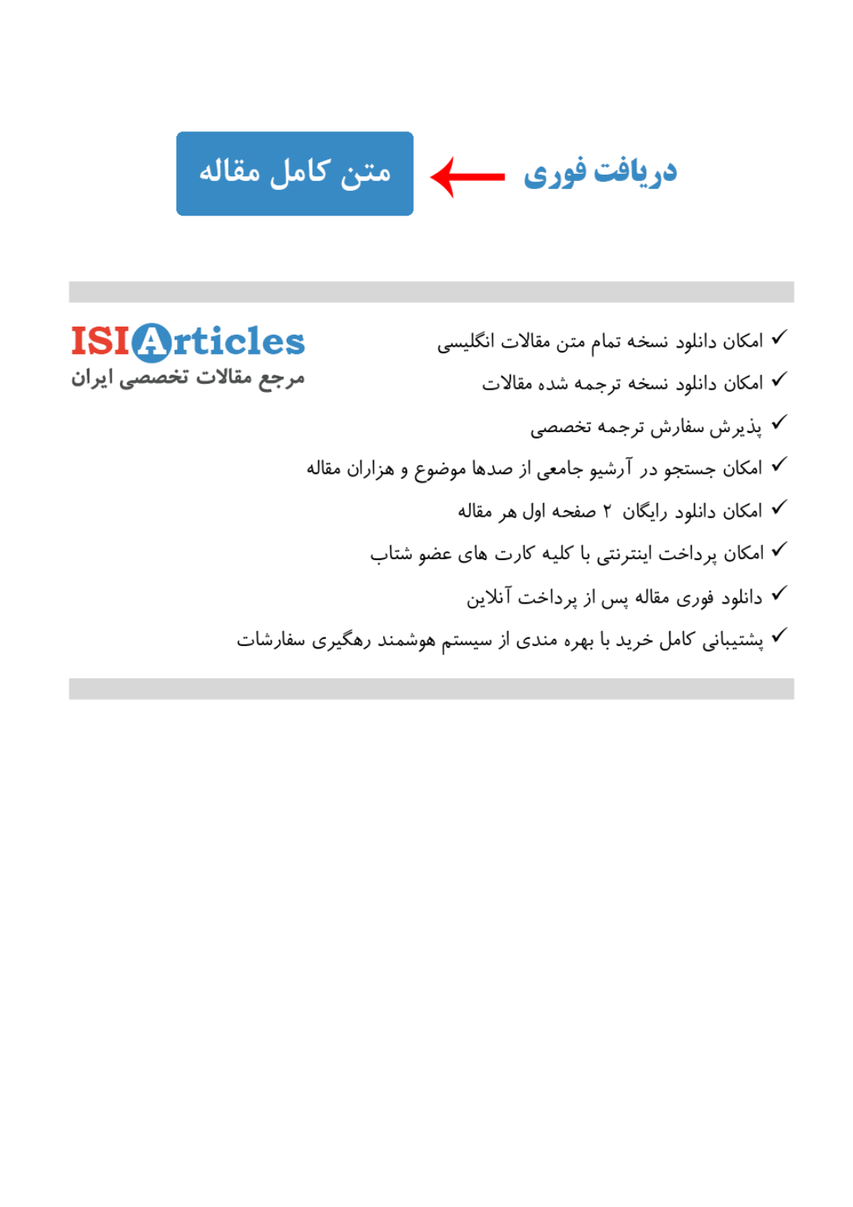دریافت فوری ← **متن کامل مقاله**

**ISIArticles**
مرجع مقالات تخصصی ایران

- ✓ امکان دانلود نسخه تمام متن مقالات انگلیسی
- ✓ امکان دانلود نسخه ترجمه شده مقالات
- ✓ پذیرش سفارش ترجمه تخصصی
- ✓ امکان جستجو در آرشیو جامعی از صدها موضوع و هزاران مقاله
- ✓ امکان دانلود رایگان ۲ صفحه اول هر مقاله
- ✓ امکان پرداخت اینترنتی با کلیه کارت های عضو شتاب
- ✓ دانلود فوری مقاله پس از پرداخت آنلاین
- ✓ پشتیبانی کامل خرید با بهره مندی از سیستم هوشمند رهگیری سفارشات